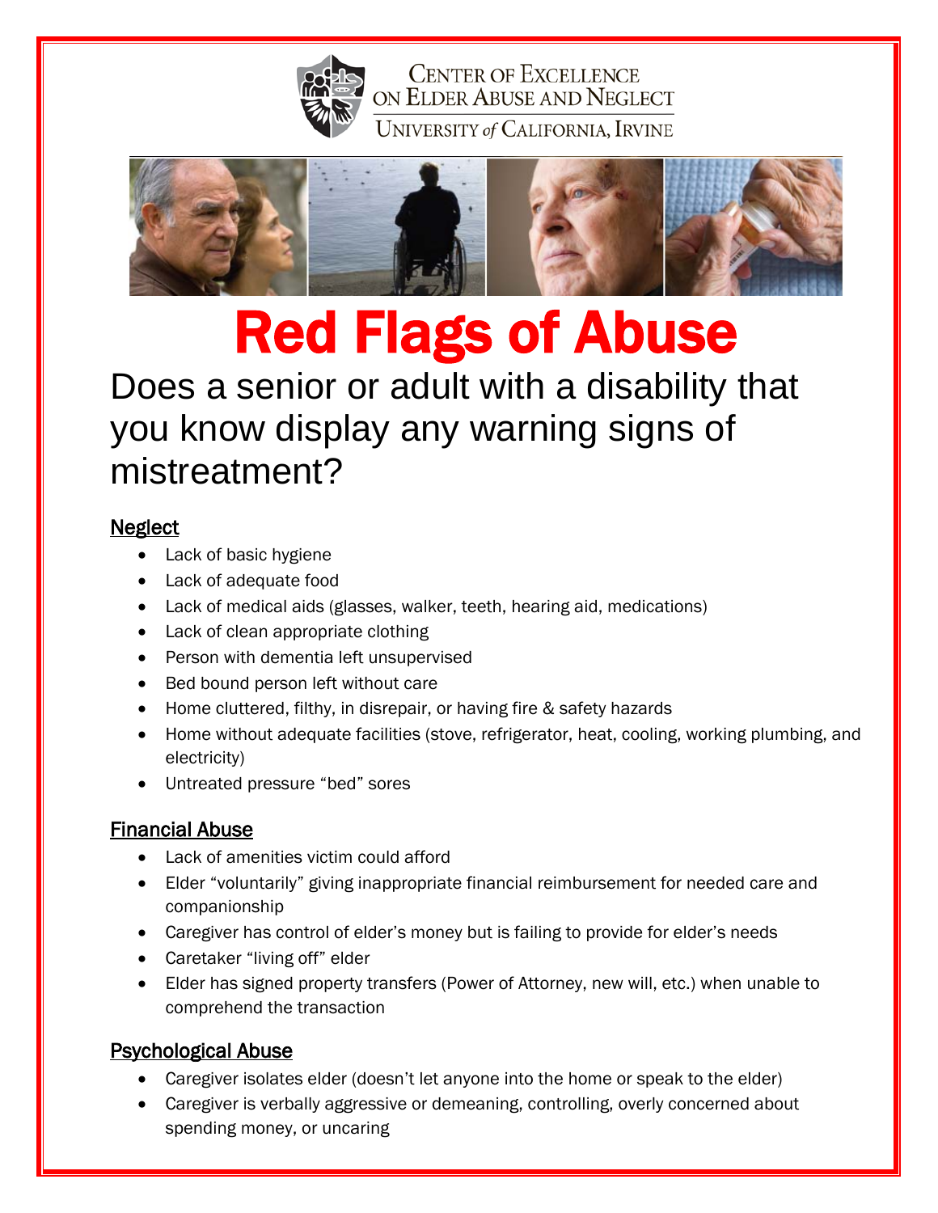Center of Excellence on Elder Abuse and Neglect
University of California, Irvine

# Red Flags of Abuse

## Does a senior or adult with a disability that you know display any warning signs of mistreatment?

### Neglect

- Lack of basic hygiene
- Lack of adequate food
- Lack of medical aids (glasses, walker, teeth, hearing aid, medications)
- Lack of clean appropriate clothing
- Person with dementia left unsupervised
- Bed bound person left without care
- Home cluttered, filthy, in disrepair, or having fire & safety hazards
- Home without adequate facilities (stove, refrigerator, heat, cooling, working plumbing, and electricity)
- Untreated pressure "bed" sores

### Financial Abuse

- Lack of amenities victim could afford
- Elder "voluntarily" giving inappropriate financial reimbursement for needed care and companionship
- Caregiver has control of elder's money but is failing to provide for elder's needs
- Caretaker "living off" elder
- Elder has signed property transfers (Power of Attorney, new will, etc.) when unable to comprehend the transaction

### Psychological Abuse

- Caregiver isolates elder (doesn't let anyone into the home or speak to the elder)
- Caregiver is verbally aggressive or demeaning, controlling, overly concerned about spending money, or uncaring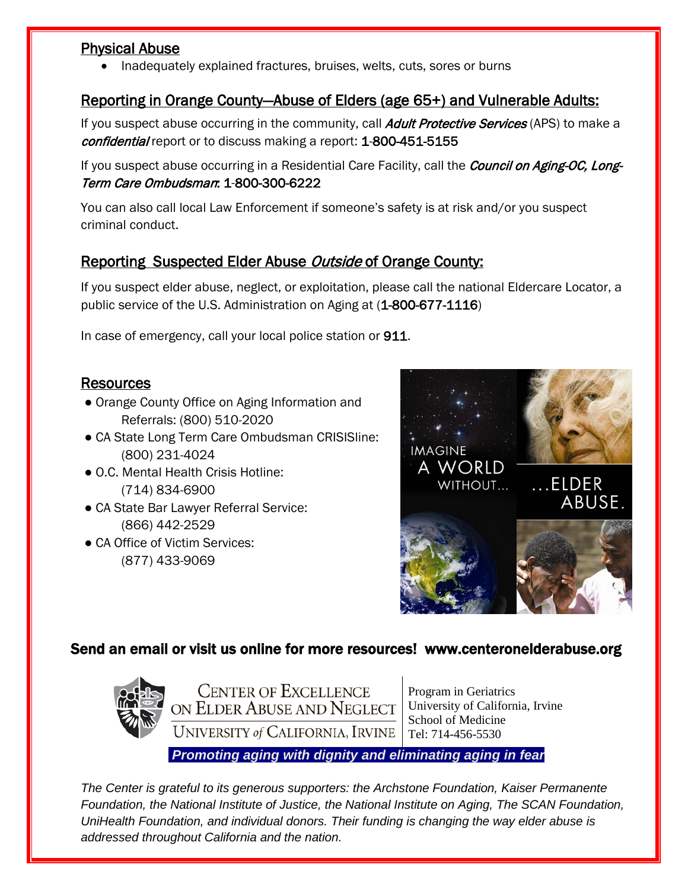## Physical Abuse

- Inadequately explained fractures, bruises, welts, cuts, sores or burns

## Reporting in Orange County—Abuse of Elders (age 65+) and Vulnerable Adults:

If you suspect abuse occurring in the community, call ***Adult Protective Services*** (APS) to make a ***confidential*** report or to discuss making a report: **1-800-451-5155**

If you suspect abuse occurring in a Residential Care Facility, call the ***Council on Aging-OC, Long-Term Care Ombudsman***: **1-800-300-6222**

You can also call local Law Enforcement if someone's safety is at risk and/or you suspect criminal conduct.

## Reporting Suspected Elder Abuse *Outside* of Orange County:

If you suspect elder abuse, neglect, or exploitation, please call the national Eldercare Locator, a public service of the U.S. Administration on Aging at (**1-800-677-1116**)

In case of emergency, call your local police station or **911**.

## Resources

- Orange County Office on Aging Information and Referrals: (800) 510-2020
- CA State Long Term Care Ombudsman CRISISline: (800) 231-4024
- O.C. Mental Health Crisis Hotline: (714) 834-6900
- CA State Bar Lawyer Referral Service: (866) 442-2529
- CA Office of Victim Services: (877) 433-9069

IMAGINE A WORLD WITHOUT... ...ELDER ABUSE.

**Send an email or visit us online for more resources! www.centeronelderabuse.org**

CENTER OF EXCELLENCE ON ELDER ABUSE AND NEGLECT
UNIVERSITY of CALIFORNIA, IRVINE

Program in Geriatrics
University of California, Irvine
School of Medicine
Tel: 714-456-5530

***Promoting aging with dignity and eliminating aging in fear***

*The Center is grateful to its generous supporters: the Archstone Foundation, Kaiser Permanente Foundation, the National Institute of Justice, the National Institute on Aging, The SCAN Foundation, UniHealth Foundation, and individual donors. Their funding is changing the way elder abuse is addressed throughout California and the nation.*